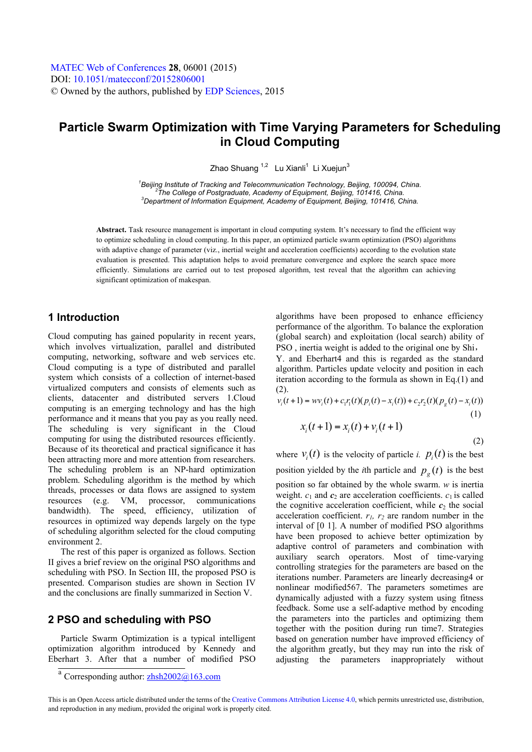MATEC Web of Conferences **28**, 06001 (2015)
DOI: 10.1051/matecconf/20152806001
© Owned by the authors, published by EDP Sciences, 2015

# Particle Swarm Optimization with Time Varying Parameters for Scheduling in Cloud Computing

Zhao Shuang [1,2] Lu Xianli[1] Li Xuejun[3]

[1]*Beijing Institute of Tracking and Telecommunication Technology, Beijing, 100094, China.*
[2]*The College of Postgraduate, Academy of Equipment, Beijing, 101416, China.*
[3]*Department of Information Equipment, Academy of Equipment, Beijing, 101416, China.*

**Abstract.** Task resource management is important in cloud computing system. It's necessary to find the efficient way to optimize scheduling in cloud computing. In this paper, an optimized particle swarm optimization (PSO) algorithms with adaptive change of parameter (viz., inertial weight and acceleration coefficients) according to the evolution state evaluation is presented. This adaptation helps to avoid premature convergence and explore the search space more efficiently. Simulations are carried out to test proposed algorithm, test reveal that the algorithm can achieving significant optimization of makespan.

## 1 Introduction

Cloud computing has gained popularity in recent years, which involves virtualization, parallel and distributed computing, networking, software and web services etc. Cloud computing is a type of distributed and parallel system which consists of a collection of internet-based virtualized computers and consists of elements such as clients, datacenter and distributed servers 1.Cloud computing is an emerging technology and has the high performance and it means that you pay as you really need. The scheduling is very significant in the Cloud computing for using the distributed resources efficiently. Because of its theoretical and practical significance it has been attracting more and more attention from researchers. The scheduling problem is an NP-hard optimization problem. Scheduling algorithm is the method by which threads, processes or data flows are assigned to system resources (e.g. VM, processor, communications bandwidth). The speed, efficiency, utilization of resources in optimized way depends largely on the type of scheduling algorithm selected for the cloud computing environment 2.

The rest of this paper is organized as follows. Section II gives a brief review on the original PSO algorithms and scheduling with PSO. In Section III, the proposed PSO is presented. Comparison studies are shown in Section IV and the conclusions are finally summarized in Section V.

## 2 PSO and scheduling with PSO

Particle Swarm Optimization is a typical intelligent optimization algorithm introduced by Kennedy and Eberhart 3. After that a number of modified PSO algorithms have been proposed to enhance efficiency performance of the algorithm. To balance the exploration (global search) and exploitation (local search) ability of PSO , inertia weight is added to the original one by Shi, Y. and Eberhart4 and this is regarded as the standard algorithm. Particles update velocity and position in each iteration according to the formula as shown in Eq.(1) and (2).

$$v_i(t+1) = wv_i(t) + c_1r_1(t)(p_i(t) - x_i(t)) + c_2r_2(t)(p_g(t) - x_i(t)) \tag{1}$$

$$x_i(t+1) = x_i(t) + v_i(t+1) \tag{2}$$

where $v_i(t)$ is the velocity of particle *i*. $p_i(t)$ is the best position yielded by the *i*th particle and $p_g(t)$ is the best position so far obtained by the whole swarm. *w* is inertia weight. $c_1$ and $c_2$ are acceleration coefficients. $c_1$ is called the cognitive acceleration coefficient, while $c_2$ the social acceleration coefficient. $r_1$, $r_2$ are random number in the interval of [0 1]. A number of modified PSO algorithms have been proposed to achieve better optimization by adaptive control of parameters and combination with auxiliary search operators. Most of time-varying controlling strategies for the parameters are based on the iterations number. Parameters are linearly decreasing4 or nonlinear modified567. The parameters sometimes are dynamically adjusted with a fuzzy system using fitness feedback. Some use a self-adaptive method by encoding the parameters into the particles and optimizing them together with the position during run time7. Strategies based on generation number have improved efficiency of the algorithm greatly, but they may run into the risk of adjusting the parameters inappropriately without

[a] Corresponding author: zhsh2002@163.com

This is an Open Access article distributed under the terms of the Creative Commons Attribution License 4.0, which permits unrestricted use, distribution, and reproduction in any medium, provided the original work is properly cited.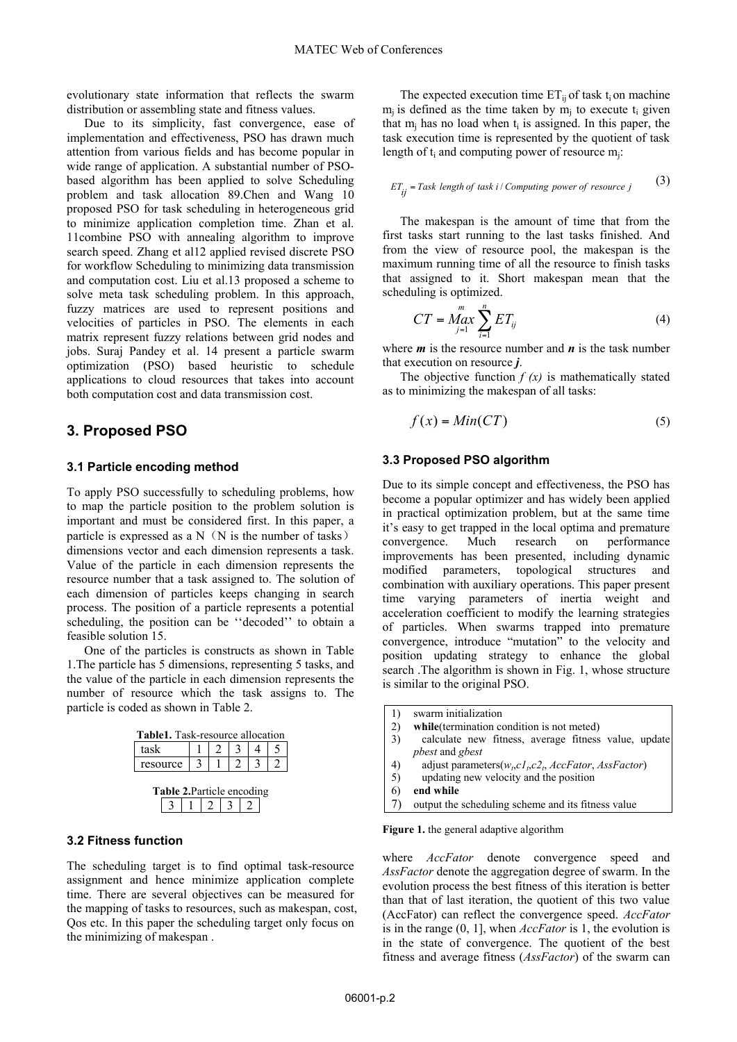evolutionary state information that reflects the swarm distribution or assembling state and fitness values.

Due to its simplicity, fast convergence, ease of implementation and effectiveness, PSO has drawn much attention from various fields and has become popular in wide range of application. A substantial number of PSO-based algorithm has been applied to solve Scheduling problem and task allocation 89.Chen and Wang 10 proposed PSO for task scheduling in heterogeneous grid to minimize application completion time. Zhan et al. 11combine PSO with annealing algorithm to improve search speed. Zhang et al12 applied revised discrete PSO for workflow Scheduling to minimizing data transmission and computation cost. Liu et al.13 proposed a scheme to solve meta task scheduling problem. In this approach, fuzzy matrices are used to represent positions and velocities of particles in PSO. The elements in each matrix represent fuzzy relations between grid nodes and jobs. Suraj Pandey et al. 14 present a particle swarm optimization (PSO) based heuristic to schedule applications to cloud resources that takes into account both computation cost and data transmission cost.

## 3. Proposed PSO

### 3.1 Particle encoding method

To apply PSO successfully to scheduling problems, how to map the particle position to the problem solution is important and must be considered first. In this paper, a particle is expressed as a N（N is the number of tasks） dimensions vector and each dimension represents a task. Value of the particle in each dimension represents the resource number that a task assigned to. The solution of each dimension of particles keeps changing in search process. The position of a particle represents a potential scheduling, the position can be ''decoded'' to obtain a feasible solution 15.

One of the particles is constructs as shown in Table 1.The particle has 5 dimensions, representing 5 tasks, and the value of the particle in each dimension represents the number of resource which the task assigns to. The particle is coded as shown in Table 2.

**Table1.** Task-resource allocation

| task | 1 | 2 | 3 | 4 | 5 |
|---|---|---|---|---|---|
| resource | 3 | 1 | 2 | 3 | 2 |

**Table 2.**Particle encoding

| 3 | 1 | 2 | 3 | 2 |
|---|---|---|---|---|

### 3.2 Fitness function

The scheduling target is to find optimal task-resource assignment and hence minimize application complete time. There are several objectives can be measured for the mapping of tasks to resources, such as makespan, cost, Qos etc. In this paper the scheduling target only focus on the minimizing of makespan .

The expected execution time $ET_{ij}$ of task $t_i$ on machine $m_j$ is defined as the time taken by $m_j$ to execute $t_i$ given that $m_j$ has no load when $t_i$ is assigned. In this paper, the task execution time is represented by the quotient of task length of $t_i$ and computing power of resource $m_j$:

$$ET_{ij} = Task\ length\ of\ task\ i\ /\ Computing\ power\ of\ resource\ j \tag{3}$$

The makespan is the amount of time that from the first tasks start running to the last tasks finished. And from the view of resource pool, the makespan is the maximum running time of all the resource to finish tasks that assigned to it. Short makespan mean that the scheduling is optimized.

$$CT = \underset{j=1}{\overset{m}{Max}} \sum_{i=1}^{n} ET_{ij} \tag{4}$$

where ***m*** is the resource number and ***n*** is the task number that execution on resource ***j***.

The objective function $f(x)$ is mathematically stated as to minimizing the makespan of all tasks:

$$f(x) = Min(CT) \tag{5}$$

### 3.3 Proposed PSO algorithm

Due to its simple concept and effectiveness, the PSO has become a popular optimizer and has widely been applied in practical optimization problem, but at the same time it's easy to get trapped in the local optima and premature convergence. Much research on performance improvements has been presented, including dynamic modified parameters, topological structures and combination with auxiliary operations. This paper present time varying parameters of inertia weight and acceleration coefficient to modify the learning strategies of particles. When swarms trapped into premature convergence, introduce "mutation" to the velocity and position updating strategy to enhance the global search .The algorithm is shown in Fig. 1, whose structure is similar to the original PSO.

```
1)  swarm initialization
2)  while(termination condition is not meted)
3)      calculate new fitness, average fitness value, update pbest and gbest
4)      adjust parameters(wt,c1t,c2t, AccFator, AssFactor)
5)      updating new velocity and the position
6)  end while
7)  output the scheduling scheme and its fitness value
```

**Figure 1.** the general adaptive algorithm

where *AccFator* denote convergence speed and *AssFactor* denote the aggregation degree of swarm. In the evolution process the best fitness of this iteration is better than that of last iteration, the quotient of this two value (AccFator) can reflect the convergence speed. *AccFator* is in the range (0, 1], when *AccFator* is 1, the evolution is in the state of convergence. The quotient of the best fitness and average fitness (*AssFactor*) of the swarm can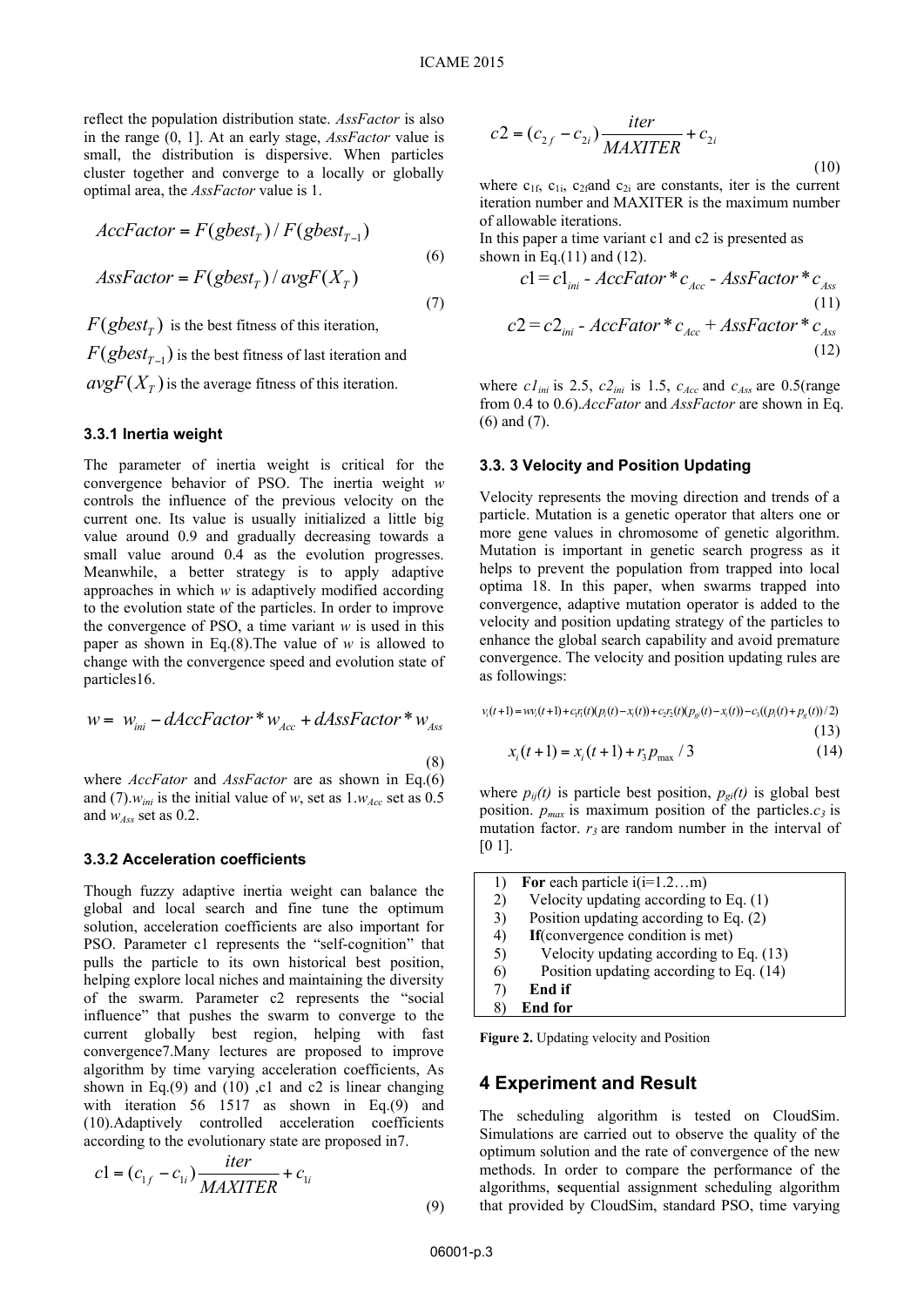reflect the population distribution state. *AssFactor* is also in the range (0, 1]. At an early stage, *AssFactor* value is small, the distribution is dispersive. When particles cluster together and converge to a locally or globally optimal area, the *AssFactor* value is 1.

$$AccFactor = F(gbest_T) / F(gbest_{T-1}) \tag{6}$$

$$AssFactor = F(gbest_T) / avgF(X_T) \tag{7}$$

$F(gbest_T)$ is the best fitness of this iteration,

$F(gbest_{T-1})$ is the best fitness of last iteration and

$avgF(X_T)$ is the average fitness of this iteration.

### 3.3.1 Inertia weight

The parameter of inertia weight is critical for the convergence behavior of PSO. The inertia weight $w$ controls the influence of the previous velocity on the current one. Its value is usually initialized a little big value around 0.9 and gradually decreasing towards a small value around 0.4 as the evolution progresses. Meanwhile, a better strategy is to apply adaptive approaches in which $w$ is adaptively modified according to the evolution state of the particles. In order to improve the convergence of PSO, a time variant $w$ is used in this paper as shown in Eq.(8).The value of $w$ is allowed to change with the convergence speed and evolution state of particles16.

$$w = w_{ini} - dAccFactor * w_{Acc} + dAssFactor * w_{Ass} \tag{8}$$

where *AccFator* and *AssFactor* are as shown in Eq.(6) and (7).$w_{ini}$ is the initial value of $w$, set as 1.$w_{Acc}$ set as 0.5 and $w_{Ass}$ set as 0.2.

### 3.3.2 Acceleration coefficients

Though fuzzy adaptive inertia weight can balance the global and local search and fine tune the optimum solution, acceleration coefficients are also important for PSO. Parameter c1 represents the "self-cognition" that pulls the particle to its own historical best position, helping explore local niches and maintaining the diversity of the swarm. Parameter c2 represents the "social influence" that pushes the swarm to converge to the current globally best region, helping with fast convergence7.Many lectures are proposed to improve algorithm by time varying acceleration coefficients, As shown in Eq.(9) and (10) ,c1 and c2 is linear changing with iteration 56 1517 as shown in Eq.(9) and (10).Adaptively controlled acceleration coefficients according to the evolutionary state are proposed in7.

$$c1 = (c_{1f} - c_{1i})\frac{iter}{MAXITER} + c_{1i} \tag{9}$$

$$c2 = (c_{2f} - c_{2i})\frac{iter}{MAXITER} + c_{2i} \tag{10}$$

where $c_{1f}$, $c_{1i}$, $c_{2f}$and $c_{2i}$ are constants, iter is the current iteration number and MAXITER is the maximum number of allowable iterations.

In this paper a time variant c1 and c2 is presented as shown in Eq.(11) and (12).

$$c1 = c1_{ini} - AccFator * c_{Acc} - AssFactor * c_{Ass} \tag{11}$$

$$c2 = c2_{ini} - AccFator * c_{Acc} + AssFactor * c_{Ass} \tag{12}$$

where $c1_{ini}$ is 2.5, $c2_{ini}$ is 1.5, $c_{Acc}$ and $c_{Ass}$ are 0.5(range from 0.4 to 0.6).*AccFator* and *AssFactor* are shown in Eq. (6) and (7).

### 3.3. 3 Velocity and Position Updating

Velocity represents the moving direction and trends of a particle. Mutation is a genetic operator that alters one or more gene values in chromosome of genetic algorithm. Mutation is important in genetic search progress as it helps to prevent the population from trapped into local optima 18. In this paper, when swarms trapped into convergence, adaptive mutation operator is added to the velocity and position updating strategy of the particles to enhance the global search capability and avoid premature convergence. The velocity and position updating rules are as followings:

$$v_i(t+1) = wv_i(t+1) + c_1r_1(t)(p_i(t) - x_i(t)) + c_2r_2(t)(p_{gi}(t) - x_i(t)) - c_3((p_i(t) + p_g(t))/2) \tag{13}$$

$$x_i(t+1) = x_i(t+1) + r_3 p_{max} / 3 \tag{14}$$

where $p_{ij}(t)$ is particle best position, $p_{gi}(t)$ is global best position. $p_{max}$ is maximum position of the particles.$c_3$ is mutation factor. $r_3$ are random number in the interval of [0 1].

```
1) For each particle i(i=1.2…m)
2)   Velocity updating according to Eq. (1)
3)   Position updating according to Eq. (2)
4)   If(convergence condition is met)
5)     Velocity updating according to Eq. (13)
6)     Position updating according to Eq. (14)
7)   End if
8) End for
```

**Figure 2.** Updating velocity and Position

## 4 Experiment and Result

The scheduling algorithm is tested on CloudSim. Simulations are carried out to observe the quality of the optimum solution and the rate of convergence of the new methods. In order to compare the performance of the algorithms, **s**equential assignment scheduling algorithm that provided by CloudSim, standard PSO, time varying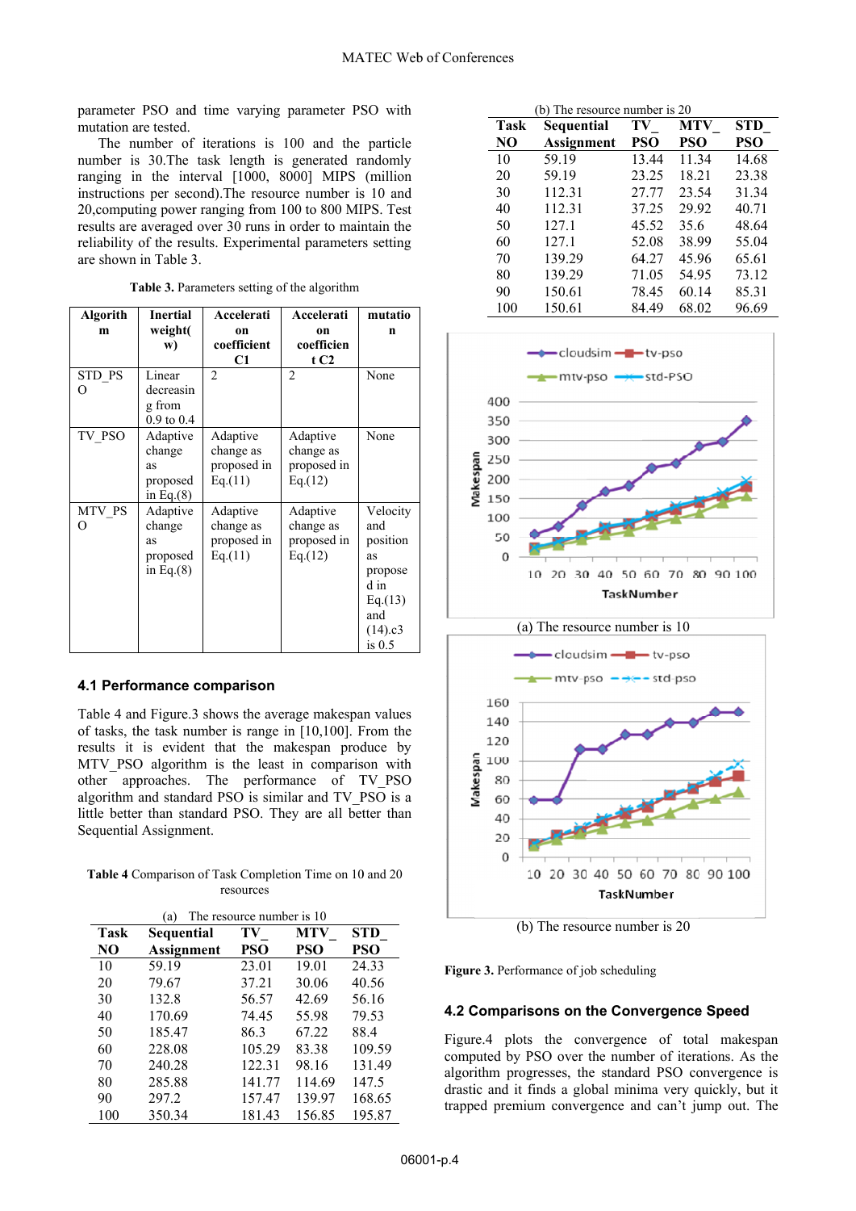parameter PSO and time varying parameter PSO with mutation are tested.

The number of iterations is 100 and the particle number is 30.The task length is generated randomly ranging in the interval [1000, 8000] MIPS (million instructions per second).The resource number is 10 and 20,computing power ranging from 100 to 800 MIPS. Test results are averaged over 30 runs in order to maintain the reliability of the results. Experimental parameters setting are shown in Table 3.

**Table 3.** Parameters setting of the algorithm

| Algorithm | Inertial weight(w) | Acceleration coefficient C1 | Acceleration coefficient C2 | mutation |
|---|---|---|---|---|
| STD_PSO | Linear decreasing from 0.9 to 0.4 | 2 | 2 | None |
| TV_PSO | Adaptive change as proposed in Eq.(8) | Adaptive change as proposed in Eq.(11) | Adaptive change as proposed in Eq.(12) | None |
| MTV_PSO | Adaptive change as proposed in Eq.(8) | Adaptive change as proposed in Eq.(11) | Adaptive change as proposed in Eq.(12) | Velocity and position as proposed in Eq.(13) and (14).c3 is 0.5 |

### 4.1 Performance comparison

Table 4 and Figure.3 shows the average makespan values of tasks, the task number is range in [10,100]. From the results it is evident that the makespan produce by MTV_PSO algorithm is the least in comparison with other approaches. The performance of TV_PSO algorithm and standard PSO is similar and TV_PSO is a little better than standard PSO. They are all better than Sequential Assignment.

**Table 4** Comparison of Task Completion Time on 10 and 20 resources

(a) The resource number is 10

| Task NO | Sequential Assignment | TV_PSO | MTV_PSO | STD_PSO |
|---|---|---|---|---|
| 10 | 59.19 | 23.01 | 19.01 | 24.33 |
| 20 | 79.67 | 37.21 | 30.06 | 40.56 |
| 30 | 132.8 | 56.57 | 42.69 | 56.16 |
| 40 | 170.69 | 74.45 | 55.98 | 79.53 |
| 50 | 185.47 | 86.3 | 67.22 | 88.4 |
| 60 | 228.08 | 105.29 | 83.38 | 109.59 |
| 70 | 240.28 | 122.31 | 98.16 | 131.49 |
| 80 | 285.88 | 141.77 | 114.69 | 147.5 |
| 90 | 297.2 | 157.47 | 139.97 | 168.65 |
| 100 | 350.34 | 181.43 | 156.85 | 195.87 |

(b) The resource number is 20

| Task NO | Sequential Assignment | TV_PSO | MTV_PSO | STD_PSO |
|---|---|---|---|---|
| 10 | 59.19 | 13.44 | 11.34 | 14.68 |
| 20 | 59.19 | 23.25 | 18.21 | 23.38 |
| 30 | 112.31 | 27.77 | 23.54 | 31.34 |
| 40 | 112.31 | 37.25 | 29.92 | 40.71 |
| 50 | 127.1 | 45.52 | 35.6 | 48.64 |
| 60 | 127.1 | 52.08 | 38.99 | 55.04 |
| 70 | 139.29 | 64.27 | 45.96 | 65.61 |
| 80 | 139.29 | 71.05 | 54.95 | 73.12 |
| 90 | 150.61 | 78.45 | 60.14 | 85.31 |
| 100 | 150.61 | 84.49 | 68.02 | 96.69 |

(a) The resource number is 10

(b) The resource number is 20

**Figure 3.** Performance of job scheduling

### 4.2 Comparisons on the Convergence Speed

Figure.4 plots the convergence of total makespan computed by PSO over the number of iterations. As the algorithm progresses, the standard PSO convergence is drastic and it finds a global minima very quickly, but it trapped premium convergence and can't jump out. The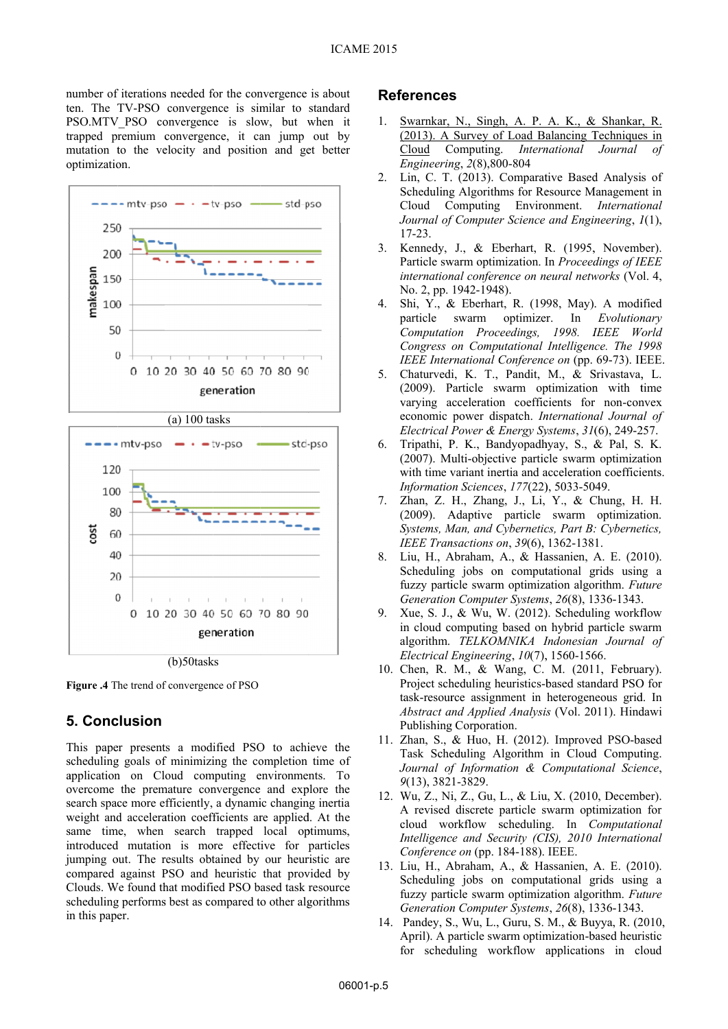number of iterations needed for the convergence is about ten. The TV-PSO convergence is similar to standard PSO.MTV_PSO convergence is slow, but when it trapped premium convergence, it can jump out by mutation to the velocity and position and get better optimization.

(a) 100 tasks

(b)50tasks

**Figure .4** The trend of convergence of PSO

## 5. Conclusion

This paper presents a modified PSO to achieve the scheduling goals of minimizing the completion time of application on Cloud computing environments. To overcome the premature convergence and explore the search space more efficiently, a dynamic changing inertia weight and acceleration coefficients are applied. At the same time, when search trapped local optimums, introduced mutation is more effective for particles jumping out. The results obtained by our heuristic are compared against PSO and heuristic that provided by Clouds. We found that modified PSO based task resource scheduling performs best as compared to other algorithms in this paper.

## References

1. Swarnkar, N., Singh, A. P. A. K., & Shankar, R. (2013). A Survey of Load Balancing Techniques in Cloud Computing. *International Journal of Engineering*, *2*(8),800-804
2. Lin, C. T. (2013). Comparative Based Analysis of Scheduling Algorithms for Resource Management in Cloud Computing Environment. *International Journal of Computer Science and Engineering*, *1*(1), 17-23.
3. Kennedy, J., & Eberhart, R. (1995, November). Particle swarm optimization. In *Proceedings of IEEE international conference on neural networks* (Vol. 4, No. 2, pp. 1942-1948).
4. Shi, Y., & Eberhart, R. (1998, May). A modified particle swarm optimizer. In *Evolutionary Computation Proceedings, 1998. IEEE World Congress on Computational Intelligence. The 1998 IEEE International Conference on* (pp. 69-73). IEEE.
5. Chaturvedi, K. T., Pandit, M., & Srivastava, L. (2009). Particle swarm optimization with time varying acceleration coefficients for non-convex economic power dispatch. *International Journal of Electrical Power & Energy Systems*, *31*(6), 249-257.
6. Tripathi, P. K., Bandyopadhyay, S., & Pal, S. K. (2007). Multi-objective particle swarm optimization with time variant inertia and acceleration coefficients. *Information Sciences*, *177*(22), 5033-5049.
7. Zhan, Z. H., Zhang, J., Li, Y., & Chung, H. H. (2009). Adaptive particle swarm optimization. *Systems, Man, and Cybernetics, Part B: Cybernetics, IEEE Transactions on*, *39*(6), 1362-1381.
8. Liu, H., Abraham, A., & Hassanien, A. E. (2010). Scheduling jobs on computational grids using a fuzzy particle swarm optimization algorithm. *Future Generation Computer Systems*, *26*(8), 1336-1343.
9. Xue, S. J., & Wu, W. (2012). Scheduling workflow in cloud computing based on hybrid particle swarm algorithm. *TELKOMNIKA Indonesian Journal of Electrical Engineering*, *10*(7), 1560-1566.
10. Chen, R. M., & Wang, C. M. (2011, February). Project scheduling heuristics-based standard PSO for task-resource assignment in heterogeneous grid. In *Abstract and Applied Analysis* (Vol. 2011). Hindawi Publishing Corporation.
11. Zhan, S., & Huo, H. (2012). Improved PSO-based Task Scheduling Algorithm in Cloud Computing. *Journal of Information & Computational Science*, *9*(13), 3821-3829.
12. Wu, Z., Ni, Z., Gu, L., & Liu, X. (2010, December). A revised discrete particle swarm optimization for cloud workflow scheduling. In *Computational Intelligence and Security (CIS), 2010 International Conference on* (pp. 184-188). IEEE.
13. Liu, H., Abraham, A., & Hassanien, A. E. (2010). Scheduling jobs on computational grids using a fuzzy particle swarm optimization algorithm. *Future Generation Computer Systems*, *26*(8), 1336-1343.
14. Pandey, S., Wu, L., Guru, S. M., & Buyya, R. (2010, April). A particle swarm optimization-based heuristic for scheduling workflow applications in cloud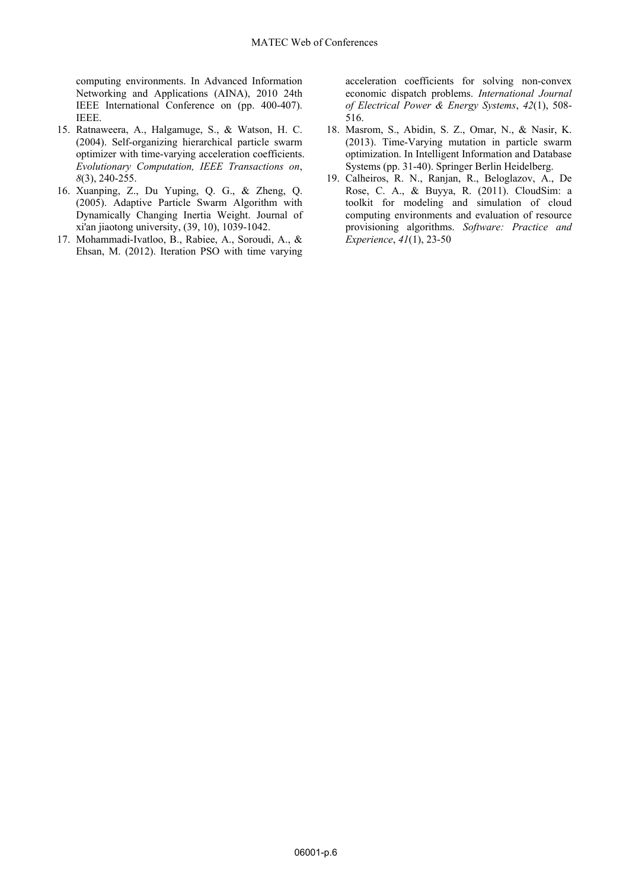computing environments. In Advanced Information Networking and Applications (AINA), 2010 24th IEEE International Conference on (pp. 400-407). IEEE.

15. Ratnaweera, A., Halgamuge, S., & Watson, H. C. (2004). Self-organizing hierarchical particle swarm optimizer with time-varying acceleration coefficients. *Evolutionary Computation, IEEE Transactions on*, *8*(3), 240-255.
16. Xuanping, Z., Du Yuping, Q. G., & Zheng, Q. (2005). Adaptive Particle Swarm Algorithm with Dynamically Changing Inertia Weight. Journal of xi'an jiaotong university, (39, 10), 1039-1042.
17. Mohammadi-Ivatloo, B., Rabiee, A., Soroudi, A., & Ehsan, M. (2012). Iteration PSO with time varying acceleration coefficients for solving non-convex economic dispatch problems. *International Journal of Electrical Power & Energy Systems*, *42*(1), 508-516.
18. Masrom, S., Abidin, S. Z., Omar, N., & Nasir, K. (2013). Time-Varying mutation in particle swarm optimization. In Intelligent Information and Database Systems (pp. 31-40). Springer Berlin Heidelberg.
19. Calheiros, R. N., Ranjan, R., Beloglazov, A., De Rose, C. A., & Buyya, R. (2011). CloudSim: a toolkit for modeling and simulation of cloud computing environments and evaluation of resource provisioning algorithms. *Software: Practice and Experience*, *41*(1), 23-50